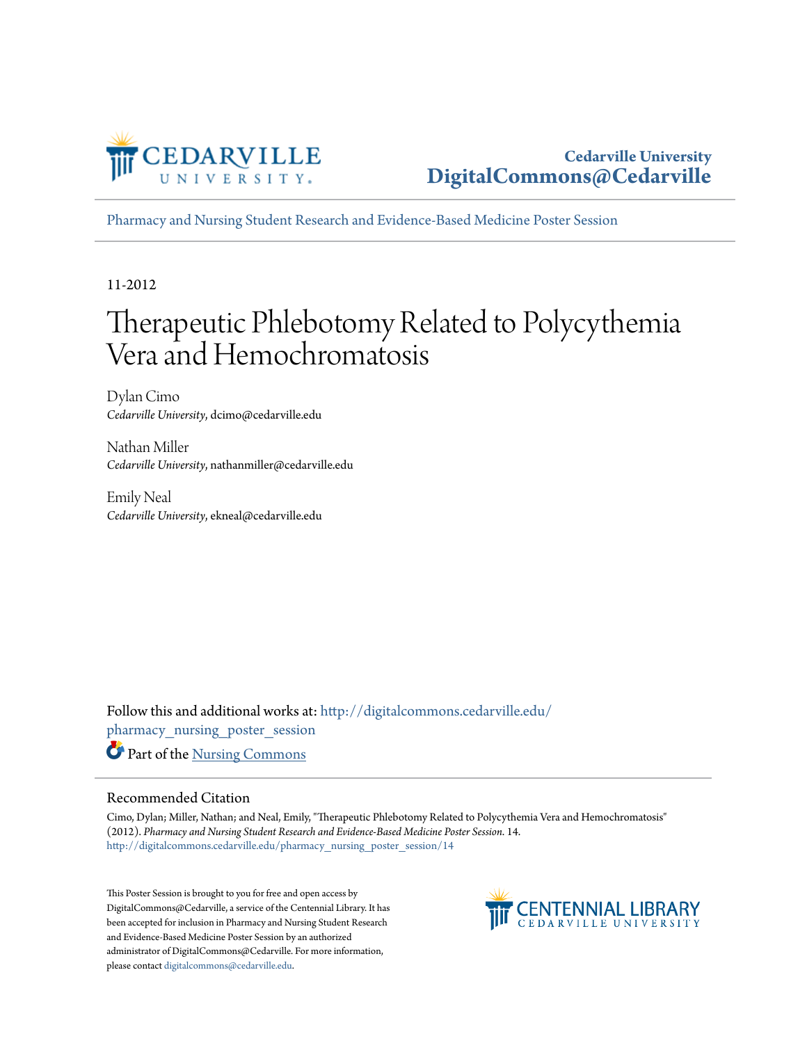Cedarville University
DigitalCommons@Cedarville

Pharmacy and Nursing Student Research and Evidence-Based Medicine Poster Session

11-2012

# Therapeutic Phlebotomy Related to Polycythemia Vera and Hemochromatosis

Dylan Cimo
*Cedarville University*, dcimo@cedarville.edu

Nathan Miller
*Cedarville University*, nathanmiller@cedarville.edu

Emily Neal
*Cedarville University*, ekneal@cedarville.edu

Follow this and additional works at: http://digitalcommons.cedarville.edu/pharmacy_nursing_poster_session

Part of the Nursing Commons

## Recommended Citation

Cimo, Dylan; Miller, Nathan; and Neal, Emily, "Therapeutic Phlebotomy Related to Polycythemia Vera and Hemochromatosis" (2012). *Pharmacy and Nursing Student Research and Evidence-Based Medicine Poster Session*. 14.
http://digitalcommons.cedarville.edu/pharmacy_nursing_poster_session/14

This Poster Session is brought to you for free and open access by DigitalCommons@Cedarville, a service of the Centennial Library. It has been accepted for inclusion in Pharmacy and Nursing Student Research and Evidence-Based Medicine Poster Session by an authorized administrator of DigitalCommons@Cedarville. For more information, please contact digitalcommons@cedarville.edu.

CENTENNIAL LIBRARY
CEDARVILLE UNIVERSITY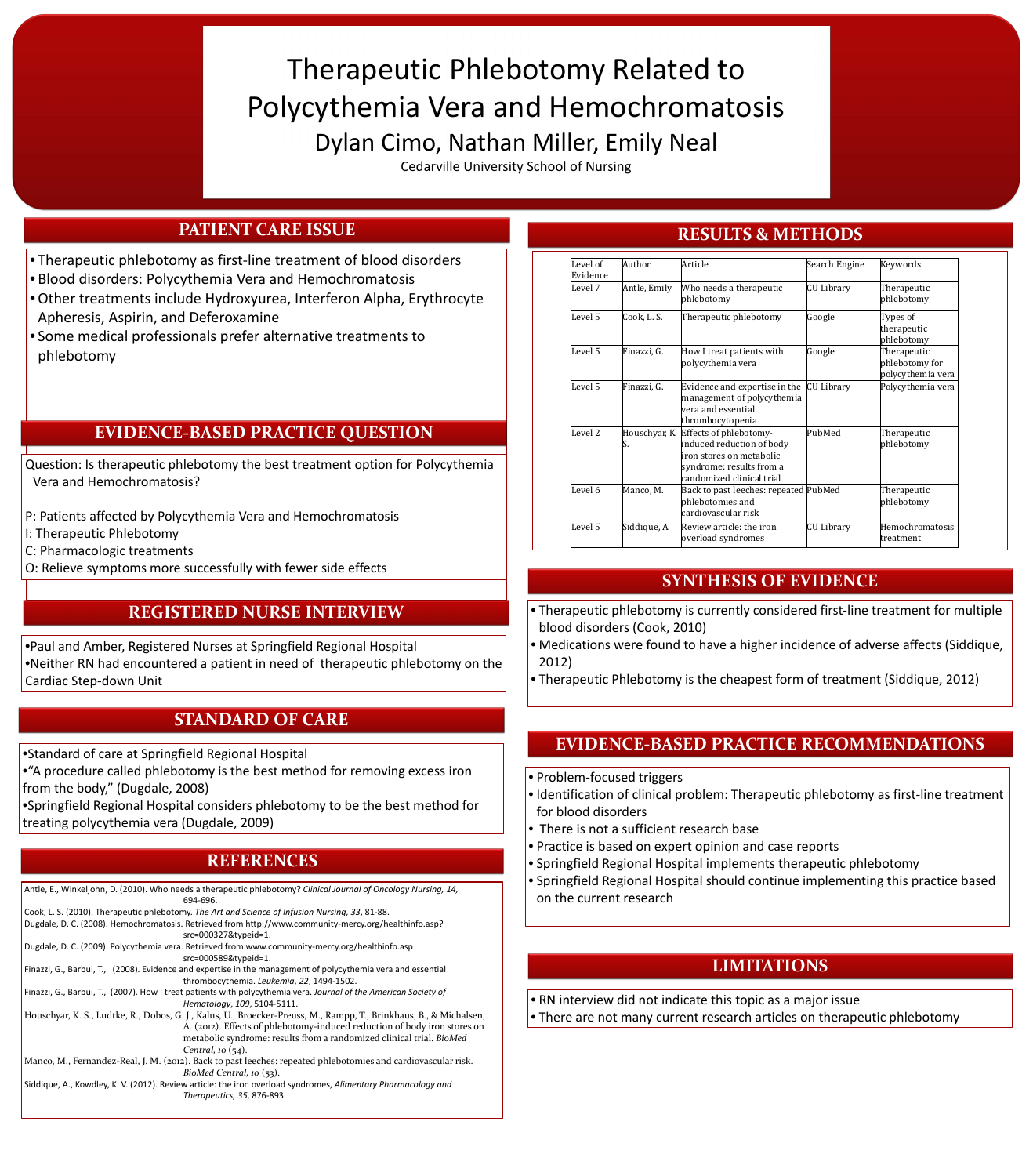# Therapeutic Phlebotomy Related to Polycythemia Vera and Hemochromatosis

Dylan Cimo, Nathan Miller, Emily Neal

Cedarville University School of Nursing

## PATIENT CARE ISSUE

- Therapeutic phlebotomy as first-line treatment of blood disorders
- Blood disorders: Polycythemia Vera and Hemochromatosis
- Other treatments include Hydroxyurea, Interferon Alpha, Erythrocyte Apheresis, Aspirin, and Deferoxamine
- Some medical professionals prefer alternative treatments to phlebotomy

## EVIDENCE-BASED PRACTICE QUESTION

Question: Is therapeutic phlebotomy the best treatment option for Polycythemia Vera and Hemochromatosis?

P: Patients affected by Polycythemia Vera and Hemochromatosis
I: Therapeutic Phlebotomy
C: Pharmacologic treatments
O: Relieve symptoms more successfully with fewer side effects

## REGISTERED NURSE INTERVIEW

- Paul and Amber, Registered Nurses at Springfield Regional Hospital
- Neither RN had encountered a patient in need of therapeutic phlebotomy on the Cardiac Step-down Unit

## STANDARD OF CARE

- Standard of care at Springfield Regional Hospital
- "A procedure called phlebotomy is the best method for removing excess iron from the body," (Dugdale, 2008)
- Springfield Regional Hospital considers phlebotomy to be the best method for treating polycythemia vera (Dugdale, 2009)

## REFERENCES

Antle, E., Winkeljohn, D. (2010). Who needs a therapeutic phlebotomy? *Clinical Journal of Oncology Nursing, 14,* 694-696.

Cook, L. S. (2010). Therapeutic phlebotomy. *The Art and Science of Infusion Nursing, 33*, 81-88.

Dugdale, D. C. (2008). Hemochromatosis. Retrieved from http://www.community-mercy.org/healthinfo.asp?src=000327&typeid=1.

Dugdale, D. C. (2009). Polycythemia vera. Retrieved from www.community-mercy.org/healthinfo.asp src=000589&typeid=1.

Finazzi, G., Barbui, T., (2008). Evidence and expertise in the management of polycythemia vera and essential thrombocythemia. *Leukemia, 22*, 1494-1502.

Finazzi, G., Barbui, T., (2007). How I treat patients with polycythemia vera. *Journal of the American Society of Hematology*, *109*, 5104-5111.

Houschyar, K. S., Ludtke, R., Dobos, G. J., Kalus, U., Broecker-Preuss, M., Rampp, T., Brinkhaus, B., & Michalsen, A. (2012). Effects of phlebotomy-induced reduction of body iron stores on metabolic syndrome: results from a randomized clinical trial. *BioMed Central, 10* (54).

Manco, M., Fernandez-Real, J. M. (2012). Back to past leeches: repeated phlebotomies and cardiovascular risk. *BioMed Central*, *10* (53).

Siddique, A., Kowdley, K. V. (2012). Review article: the iron overload syndromes, *Alimentary Pharmacology and Therapeutics, 35*, 876-893.

## RESULTS & METHODS

| Level of Evidence | Author | Article | Search Engine | Keywords |
|---|---|---|---|---|
| Level 7 | Antle, Emily | Who needs a therapeutic phlebotomy | CU Library | Therapeutic phlebotomy |
| Level 5 | Cook, L. S. | Therapeutic phlebotomy | Google | Types of therapeutic phlebotomy |
| Level 5 | Finazzi, G. | How I treat patients with polycythemia vera | Google | Therapeutic phlebotomy for polycythemia vera |
| Level 5 | Finazzi, G. | Evidence and expertise in the management of polycythemia vera and essential thrombocytopenia | CU Library | Polycythemia vera |
| Level 2 | Houschyar, K. S. | Effects of phlebotomy-induced reduction of body iron stores on metabolic syndrome: results from a randomized clinical trial | PubMed | Therapeutic phlebotomy |
| Level 6 | Manco, M. | Back to past leeches: repeated phlebotomies and cardiovascular risk | PubMed | Therapeutic phlebotomy |
| Level 5 | Siddique, A. | Review article: the iron overload syndromes | CU Library | Hemochromatosis treatment |

## SYNTHESIS OF EVIDENCE

- Therapeutic phlebotomy is currently considered first-line treatment for multiple blood disorders (Cook, 2010)
- Medications were found to have a higher incidence of adverse affects (Siddique, 2012)
- Therapeutic Phlebotomy is the cheapest form of treatment (Siddique, 2012)

## EVIDENCE-BASED PRACTICE RECOMMENDATIONS

- Problem-focused triggers
- Identification of clinical problem: Therapeutic phlebotomy as first-line treatment for blood disorders
- There is not a sufficient research base
- Practice is based on expert opinion and case reports
- Springfield Regional Hospital implements therapeutic phlebotomy
- Springfield Regional Hospital should continue implementing this practice based on the current research

## LIMITATIONS

- RN interview did not indicate this topic as a major issue
- There are not many current research articles on therapeutic phlebotomy